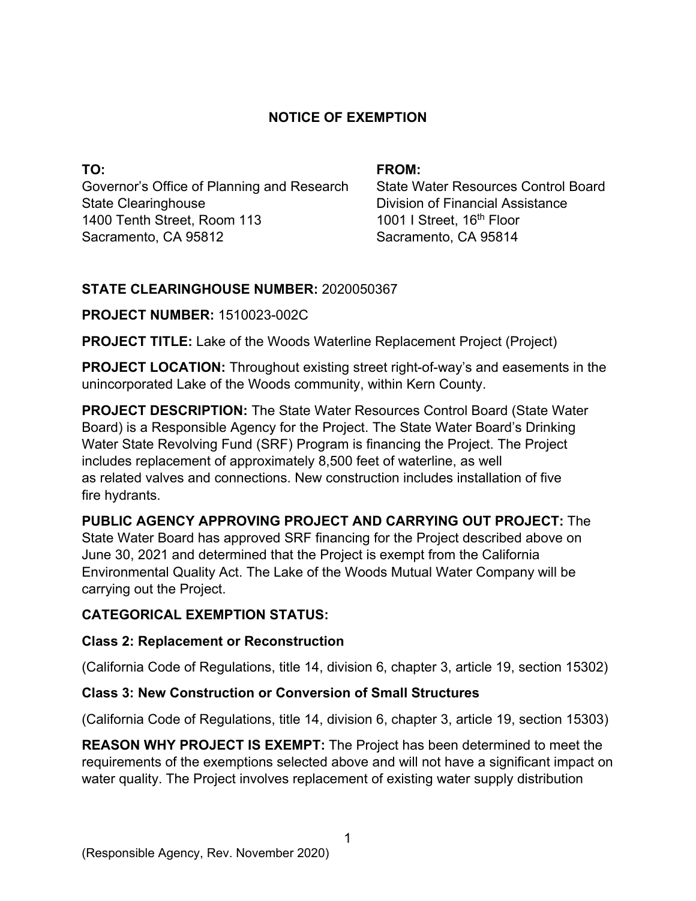# NOTICE OF EXEMPTION

**TO:**
Governor's Office of Planning and Research
State Clearinghouse
1400 Tenth Street, Room 113
Sacramento, CA 95812

**FROM:**
State Water Resources Control Board
Division of Financial Assistance
1001 I Street, 16th Floor
Sacramento, CA 95814

**STATE CLEARINGHOUSE NUMBER:** 2020050367

**PROJECT NUMBER:** 1510023-002C

**PROJECT TITLE:** Lake of the Woods Waterline Replacement Project (Project)

**PROJECT LOCATION:** Throughout existing street right-of-way's and easements in the unincorporated Lake of the Woods community, within Kern County.

**PROJECT DESCRIPTION:** The State Water Resources Control Board (State Water Board) is a Responsible Agency for the Project. The State Water Board's Drinking Water State Revolving Fund (SRF) Program is financing the Project. The Project includes replacement of approximately 8,500 feet of waterline, as well as related valves and connections. New construction includes installation of five fire hydrants.

**PUBLIC AGENCY APPROVING PROJECT AND CARRYING OUT PROJECT:** The State Water Board has approved SRF financing for the Project described above on June 30, 2021 and determined that the Project is exempt from the California Environmental Quality Act. The Lake of the Woods Mutual Water Company will be carrying out the Project.

**CATEGORICAL EXEMPTION STATUS:**

**Class 2: Replacement or Reconstruction**

(California Code of Regulations, title 14, division 6, chapter 3, article 19, section 15302)

**Class 3: New Construction or Conversion of Small Structures**

(California Code of Regulations, title 14, division 6, chapter 3, article 19, section 15303)

**REASON WHY PROJECT IS EXEMPT:** The Project has been determined to meet the requirements of the exemptions selected above and will not have a significant impact on water quality. The Project involves replacement of existing water supply distribution

(Responsible Agency, Rev. November 2020)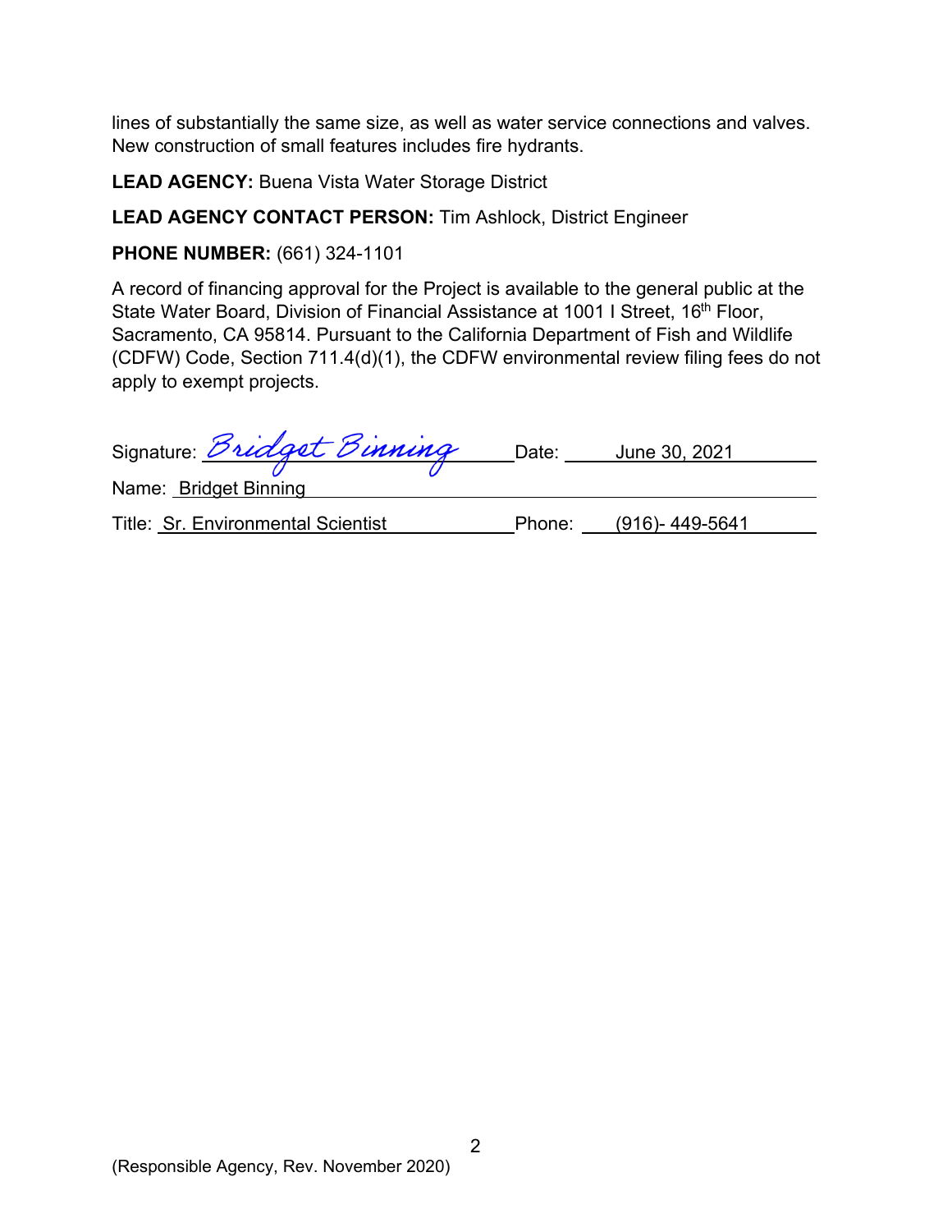lines of substantially the same size, as well as water service connections and valves. New construction of small features includes fire hydrants.

**LEAD AGENCY:** Buena Vista Water Storage District

**LEAD AGENCY CONTACT PERSON:** Tim Ashlock, District Engineer

**PHONE NUMBER:** (661) 324-1101

A record of financing approval for the Project is available to the general public at the State Water Board, Division of Financial Assistance at 1001 I Street, 16th Floor, Sacramento, CA 95814. Pursuant to the California Department of Fish and Wildlife (CDFW) Code, Section 711.4(d)(1), the CDFW environmental review filing fees do not apply to exempt projects.

Signature: Bridget Binning Date: June 30, 2021

Name: Bridget Binning

Title: Sr. Environmental Scientist Phone: (916)- 449-5641

(Responsible Agency, Rev. November 2020)